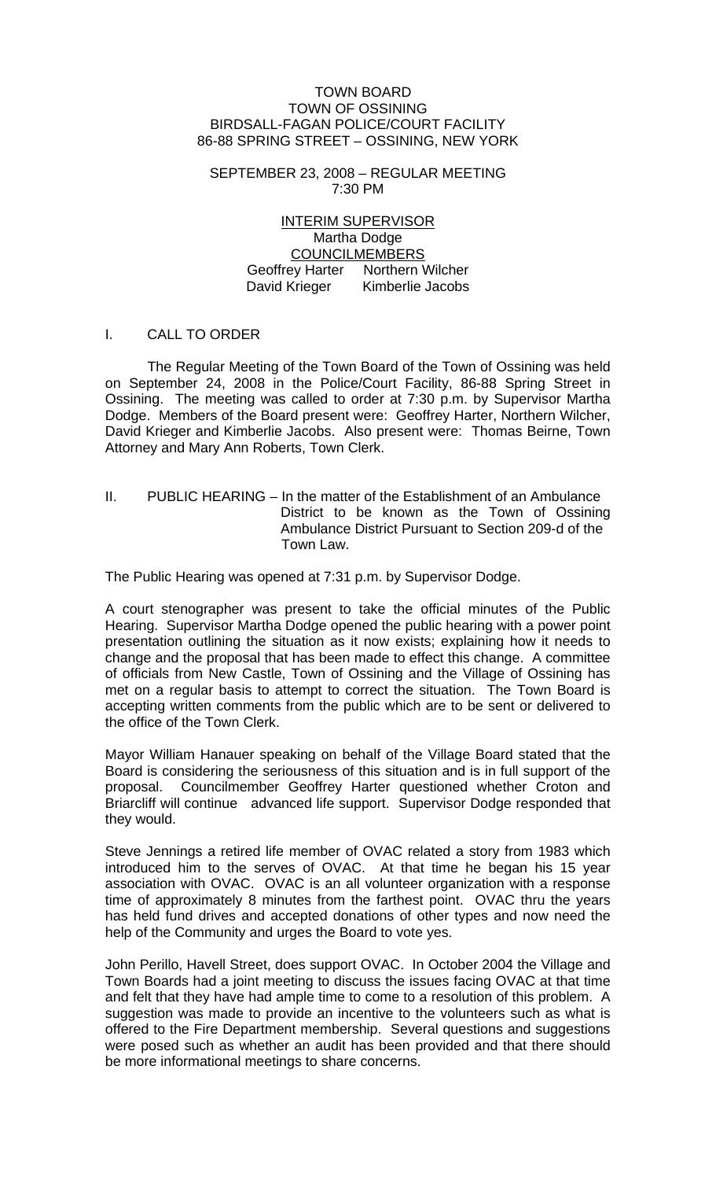TOWN BOARD
TOWN OF OSSINING
BIRDSALL-FAGAN POLICE/COURT FACILITY
86-88 SPRING STREET – OSSINING, NEW YORK

SEPTEMBER 23, 2008 – REGULAR MEETING
7:30 PM

INTERIM SUPERVISOR
Martha Dodge
COUNCILMEMBERS
Geoffrey Harter Northern Wilcher
David Krieger Kimberlie Jacobs

## I. CALL TO ORDER

The Regular Meeting of the Town Board of the Town of Ossining was held on September 24, 2008 in the Police/Court Facility, 86-88 Spring Street in Ossining. The meeting was called to order at 7:30 p.m. by Supervisor Martha Dodge. Members of the Board present were: Geoffrey Harter, Northern Wilcher, David Krieger and Kimberlie Jacobs. Also present were: Thomas Beirne, Town Attorney and Mary Ann Roberts, Town Clerk.

## II. PUBLIC HEARING – In the matter of the Establishment of an Ambulance District to be known as the Town of Ossining Ambulance District Pursuant to Section 209-d of the Town Law.

The Public Hearing was opened at 7:31 p.m. by Supervisor Dodge.

A court stenographer was present to take the official minutes of the Public Hearing. Supervisor Martha Dodge opened the public hearing with a power point presentation outlining the situation as it now exists; explaining how it needs to change and the proposal that has been made to effect this change. A committee of officials from New Castle, Town of Ossining and the Village of Ossining has met on a regular basis to attempt to correct the situation. The Town Board is accepting written comments from the public which are to be sent or delivered to the office of the Town Clerk.

Mayor William Hanauer speaking on behalf of the Village Board stated that the Board is considering the seriousness of this situation and is in full support of the proposal. Councilmember Geoffrey Harter questioned whether Croton and Briarcliff will continue advanced life support. Supervisor Dodge responded that they would.

Steve Jennings a retired life member of OVAC related a story from 1983 which introduced him to the serves of OVAC. At that time he began his 15 year association with OVAC. OVAC is an all volunteer organization with a response time of approximately 8 minutes from the farthest point. OVAC thru the years has held fund drives and accepted donations of other types and now need the help of the Community and urges the Board to vote yes.

John Perillo, Havell Street, does support OVAC. In October 2004 the Village and Town Boards had a joint meeting to discuss the issues facing OVAC at that time and felt that they have had ample time to come to a resolution of this problem. A suggestion was made to provide an incentive to the volunteers such as what is offered to the Fire Department membership. Several questions and suggestions were posed such as whether an audit has been provided and that there should be more informational meetings to share concerns.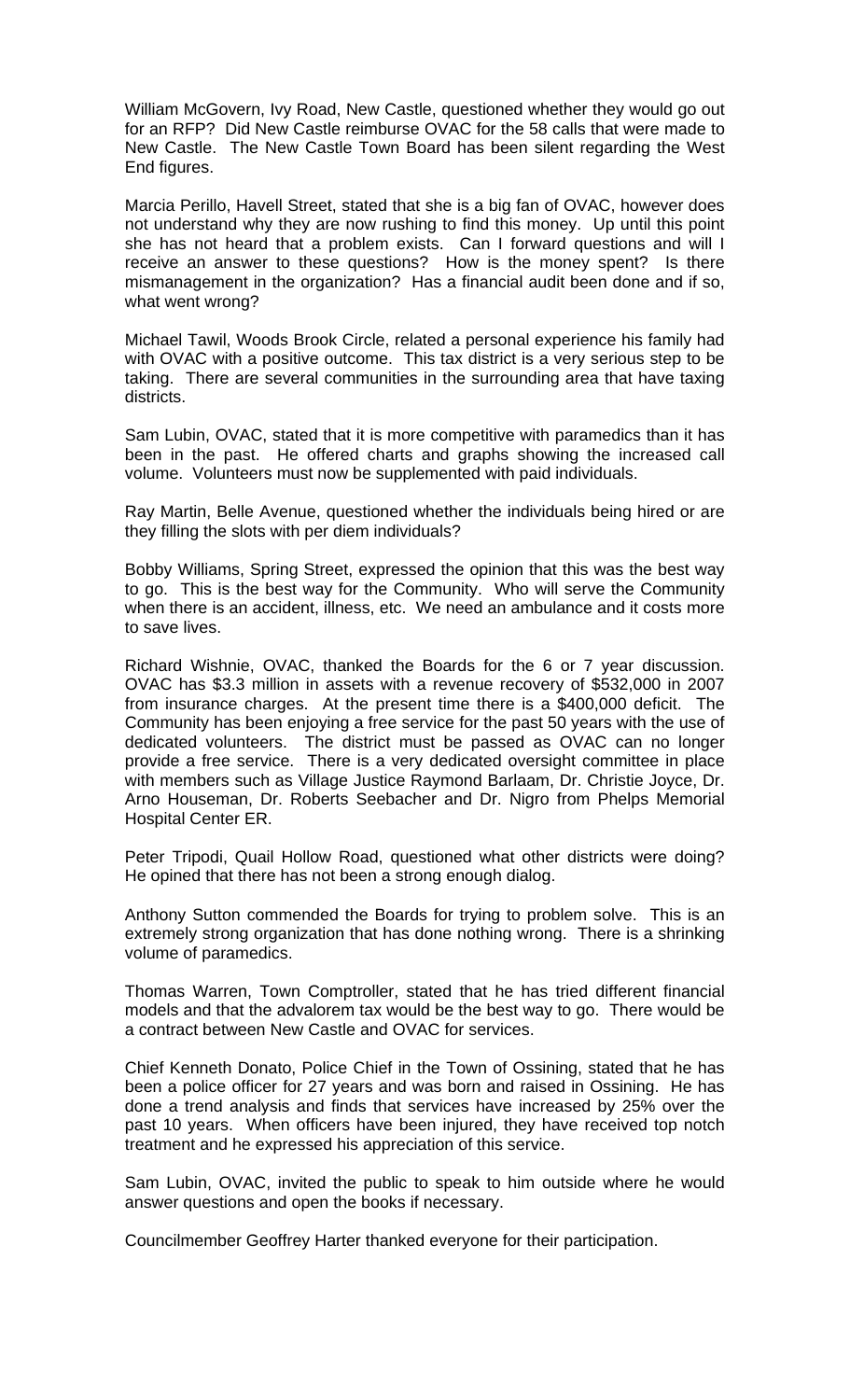William McGovern, Ivy Road, New Castle, questioned whether they would go out for an RFP? Did New Castle reimburse OVAC for the 58 calls that were made to New Castle. The New Castle Town Board has been silent regarding the West End figures.

Marcia Perillo, Havell Street, stated that she is a big fan of OVAC, however does not understand why they are now rushing to find this money. Up until this point she has not heard that a problem exists. Can I forward questions and will I receive an answer to these questions? How is the money spent? Is there mismanagement in the organization? Has a financial audit been done and if so, what went wrong?

Michael Tawil, Woods Brook Circle, related a personal experience his family had with OVAC with a positive outcome. This tax district is a very serious step to be taking. There are several communities in the surrounding area that have taxing districts.

Sam Lubin, OVAC, stated that it is more competitive with paramedics than it has been in the past. He offered charts and graphs showing the increased call volume. Volunteers must now be supplemented with paid individuals.

Ray Martin, Belle Avenue, questioned whether the individuals being hired or are they filling the slots with per diem individuals?

Bobby Williams, Spring Street, expressed the opinion that this was the best way to go. This is the best way for the Community. Who will serve the Community when there is an accident, illness, etc. We need an ambulance and it costs more to save lives.

Richard Wishnie, OVAC, thanked the Boards for the 6 or 7 year discussion. OVAC has $3.3 million in assets with a revenue recovery of $532,000 in 2007 from insurance charges. At the present time there is a $400,000 deficit. The Community has been enjoying a free service for the past 50 years with the use of dedicated volunteers. The district must be passed as OVAC can no longer provide a free service. There is a very dedicated oversight committee in place with members such as Village Justice Raymond Barlaam, Dr. Christie Joyce, Dr. Arno Houseman, Dr. Roberts Seebacher and Dr. Nigro from Phelps Memorial Hospital Center ER.

Peter Tripodi, Quail Hollow Road, questioned what other districts were doing? He opined that there has not been a strong enough dialog.

Anthony Sutton commended the Boards for trying to problem solve. This is an extremely strong organization that has done nothing wrong. There is a shrinking volume of paramedics.

Thomas Warren, Town Comptroller, stated that he has tried different financial models and that the advalorem tax would be the best way to go. There would be a contract between New Castle and OVAC for services.

Chief Kenneth Donato, Police Chief in the Town of Ossining, stated that he has been a police officer for 27 years and was born and raised in Ossining. He has done a trend analysis and finds that services have increased by 25% over the past 10 years. When officers have been injured, they have received top notch treatment and he expressed his appreciation of this service.

Sam Lubin, OVAC, invited the public to speak to him outside where he would answer questions and open the books if necessary.

Councilmember Geoffrey Harter thanked everyone for their participation.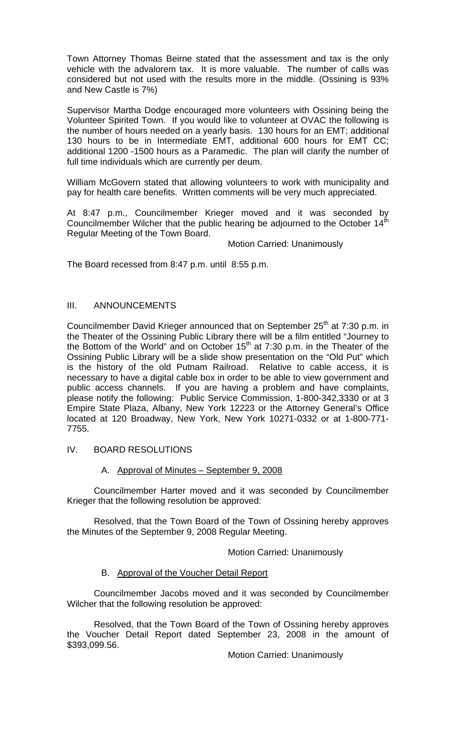Town Attorney Thomas Beirne stated that the assessment and tax is the only vehicle with the advalorem tax. It is more valuable. The number of calls was considered but not used with the results more in the middle. (Ossining is 93% and New Castle is 7%)

Supervisor Martha Dodge encouraged more volunteers with Ossining being the Volunteer Spirited Town. If you would like to volunteer at OVAC the following is the number of hours needed on a yearly basis. 130 hours for an EMT; additional 130 hours to be in Intermediate EMT, additional 600 hours for EMT CC; additional 1200 -1500 hours as a Paramedic. The plan will clarify the number of full time individuals which are currently per deum.

William McGovern stated that allowing volunteers to work with municipality and pay for health care benefits. Written comments will be very much appreciated.

At 8:47 p.m., Councilmember Krieger moved and it was seconded by Councilmember Wilcher that the public hearing be adjourned to the October 14th Regular Meeting of the Town Board.

Motion Carried: Unanimously

The Board recessed from 8:47 p.m. until 8:55 p.m.

## III. ANNOUNCEMENTS

Councilmember David Krieger announced that on September 25th at 7:30 p.m. in the Theater of the Ossining Public Library there will be a film entitled "Journey to the Bottom of the World" and on October 15th at 7:30 p.m. in the Theater of the Ossining Public Library will be a slide show presentation on the "Old Put" which is the history of the old Putnam Railroad. Relative to cable access, it is necessary to have a digital cable box in order to be able to view government and public access channels. If you are having a problem and have complaints, please notify the following: Public Service Commission, 1-800-342,3330 or at 3 Empire State Plaza, Albany, New York 12223 or the Attorney General's Office located at 120 Broadway, New York, New York 10271-0332 or at 1-800-771-7755.

## IV. BOARD RESOLUTIONS

### A. Approval of Minutes – September 9, 2008

Councilmember Harter moved and it was seconded by Councilmember Krieger that the following resolution be approved:

Resolved, that the Town Board of the Town of Ossining hereby approves the Minutes of the September 9, 2008 Regular Meeting.

Motion Carried: Unanimously

### B. Approval of the Voucher Detail Report

Councilmember Jacobs moved and it was seconded by Councilmember Wilcher that the following resolution be approved:

Resolved, that the Town Board of the Town of Ossining hereby approves the Voucher Detail Report dated September 23, 2008 in the amount of $393,099.56.

Motion Carried: Unanimously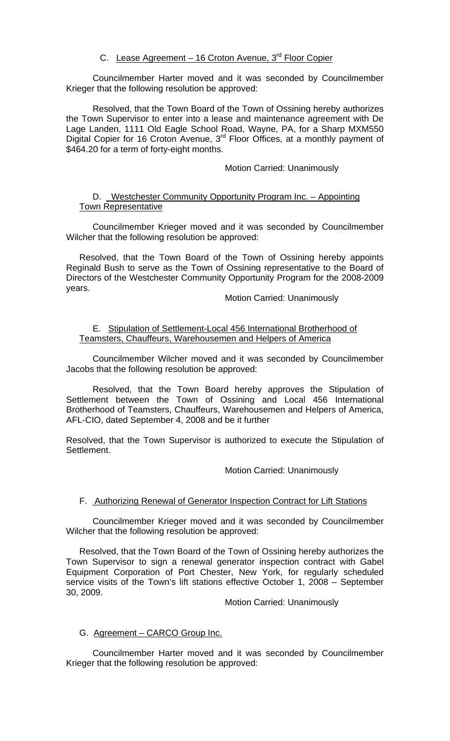C. <u>Lease Agreement – 16 Croton Avenue, 3rd Floor Copier</u>

Councilmember Harter moved and it was seconded by Councilmember Krieger that the following resolution be approved:

Resolved, that the Town Board of the Town of Ossining hereby authorizes the Town Supervisor to enter into a lease and maintenance agreement with De Lage Landen, 1111 Old Eagle School Road, Wayne, PA, for a Sharp MXM550 Digital Copier for 16 Croton Avenue, 3rd Floor Offices, at a monthly payment of $464.20 for a term of forty-eight months.

Motion Carried: Unanimously

D. <u>Westchester Community Opportunity Program Inc. – Appointing Town Representative</u>

Councilmember Krieger moved and it was seconded by Councilmember Wilcher that the following resolution be approved:

Resolved, that the Town Board of the Town of Ossining hereby appoints Reginald Bush to serve as the Town of Ossining representative to the Board of Directors of the Westchester Community Opportunity Program for the 2008-2009 years.

Motion Carried: Unanimously

E. <u>Stipulation of Settlement-Local 456 International Brotherhood of Teamsters, Chauffeurs, Warehousemen and Helpers of America</u>

Councilmember Wilcher moved and it was seconded by Councilmember Jacobs that the following resolution be approved:

Resolved, that the Town Board hereby approves the Stipulation of Settlement between the Town of Ossining and Local 456 International Brotherhood of Teamsters, Chauffeurs, Warehousemen and Helpers of America, AFL-CIO, dated September 4, 2008 and be it further

Resolved, that the Town Supervisor is authorized to execute the Stipulation of Settlement.

Motion Carried: Unanimously

F. <u>Authorizing Renewal of Generator Inspection Contract for Lift Stations</u>

Councilmember Krieger moved and it was seconded by Councilmember Wilcher that the following resolution be approved:

Resolved, that the Town Board of the Town of Ossining hereby authorizes the Town Supervisor to sign a renewal generator inspection contract with Gabel Equipment Corporation of Port Chester, New York, for regularly scheduled service visits of the Town's lift stations effective October 1, 2008 – September 30, 2009.

Motion Carried: Unanimously

G. <u>Agreement – CARCO Group Inc.</u>

Councilmember Harter moved and it was seconded by Councilmember Krieger that the following resolution be approved: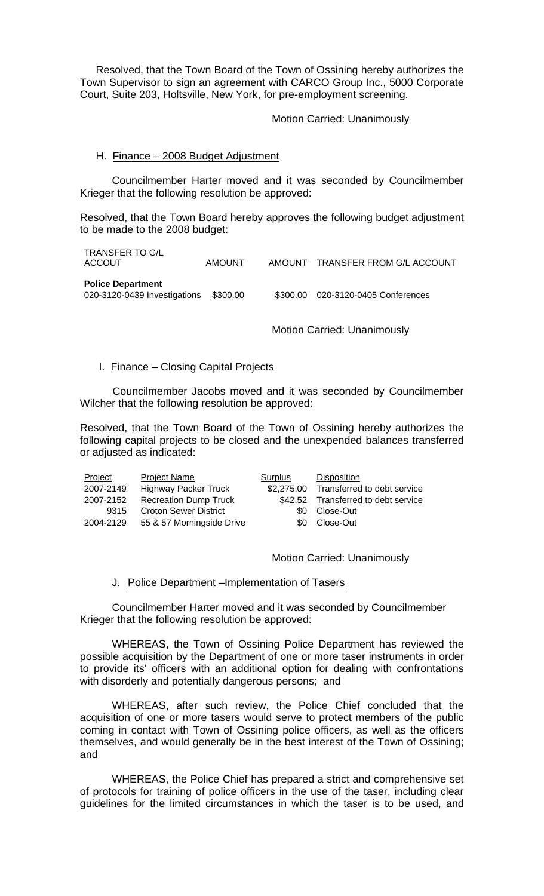Resolved, that the Town Board of the Town of Ossining hereby authorizes the Town Supervisor to sign an agreement with CARCO Group Inc., 5000 Corporate Court, Suite 203, Holtsville, New York, for pre-employment screening.

Motion Carried: Unanimously

H. Finance – 2008 Budget Adjustment

Councilmember Harter moved and it was seconded by Councilmember Krieger that the following resolution be approved:

Resolved, that the Town Board hereby approves the following budget adjustment to be made to the 2008 budget:

| TRANSFER TO G/L ACCOUT | AMOUNT | AMOUNT | TRANSFER FROM G/L ACCOUNT |
|---|---|---|---|
| **Police Department** | | | |
| 020-3120-0439 Investigations | $300.00 | $300.00 | 020-3120-0405 Conferences |

Motion Carried: Unanimously

I. Finance – Closing Capital Projects

Councilmember Jacobs moved and it was seconded by Councilmember Wilcher that the following resolution be approved:

Resolved, that the Town Board of the Town of Ossining hereby authorizes the following capital projects to be closed and the unexpended balances transferred or adjusted as indicated:

| Project | Project Name | Surplus | Disposition |
|---|---|---|---|
| 2007-2149 | Highway Packer Truck | $2,275.00 | Transferred to debt service |
| 2007-2152 | Recreation Dump Truck | $42.52 | Transferred to debt service |
| 9315 | Croton Sewer District | $0 | Close-Out |
| 2004-2129 | 55 & 57 Morningside Drive | $0 | Close-Out |

Motion Carried: Unanimously

J. Police Department –Implementation of Tasers

Councilmember Harter moved and it was seconded by Councilmember Krieger that the following resolution be approved:

WHEREAS, the Town of Ossining Police Department has reviewed the possible acquisition by the Department of one or more taser instruments in order to provide its' officers with an additional option for dealing with confrontations with disorderly and potentially dangerous persons; and

WHEREAS, after such review, the Police Chief concluded that the acquisition of one or more tasers would serve to protect members of the public coming in contact with Town of Ossining police officers, as well as the officers themselves, and would generally be in the best interest of the Town of Ossining; and

WHEREAS, the Police Chief has prepared a strict and comprehensive set of protocols for training of police officers in the use of the taser, including clear guidelines for the limited circumstances in which the taser is to be used, and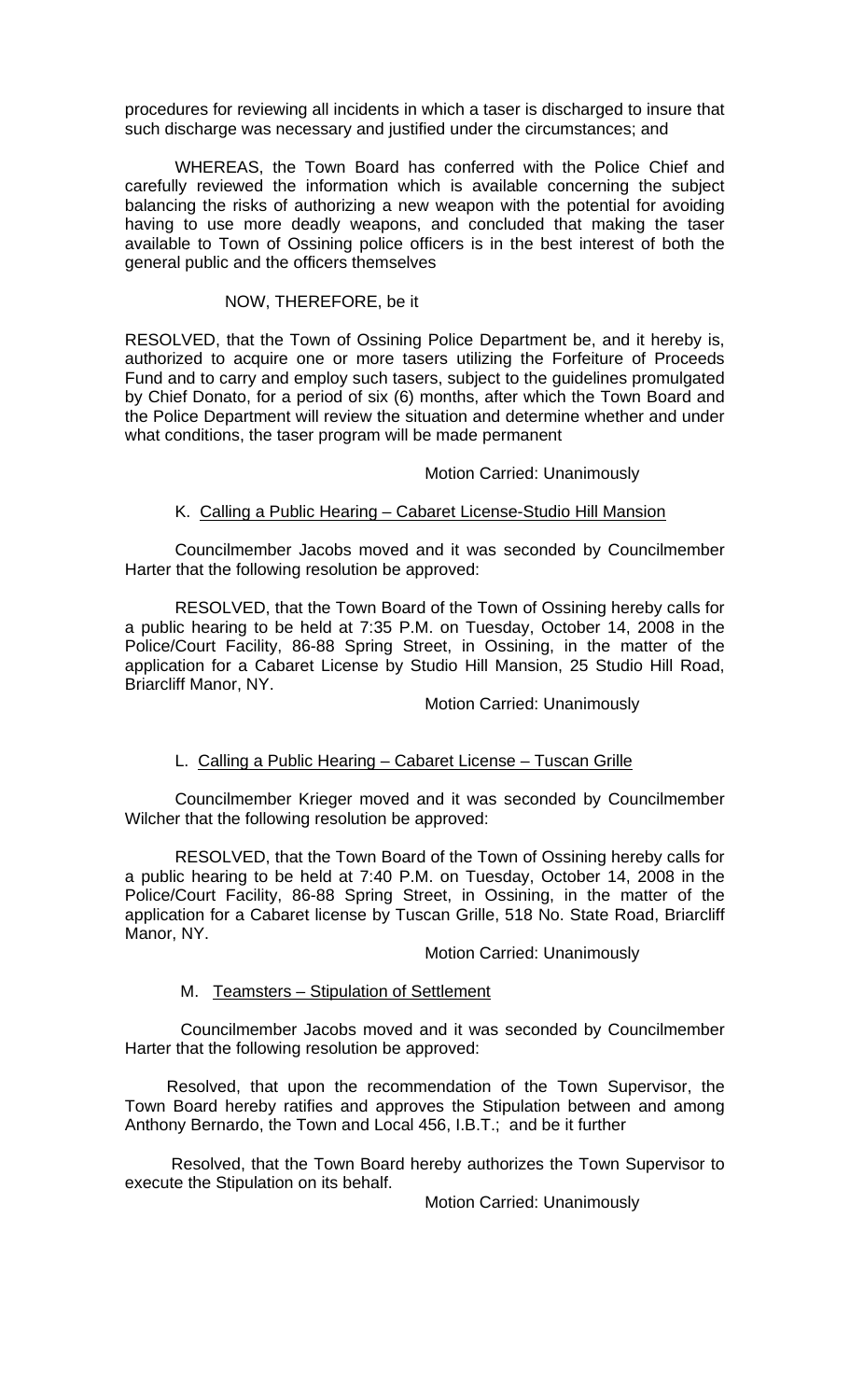procedures for reviewing all incidents in which a taser is discharged to insure that such discharge was necessary and justified under the circumstances; and

WHEREAS, the Town Board has conferred with the Police Chief and carefully reviewed the information which is available concerning the subject balancing the risks of authorizing a new weapon with the potential for avoiding having to use more deadly weapons, and concluded that making the taser available to Town of Ossining police officers is in the best interest of both the general public and the officers themselves

NOW, THEREFORE, be it

RESOLVED, that the Town of Ossining Police Department be, and it hereby is, authorized to acquire one or more tasers utilizing the Forfeiture of Proceeds Fund and to carry and employ such tasers, subject to the guidelines promulgated by Chief Donato, for a period of six (6) months, after which the Town Board and the Police Department will review the situation and determine whether and under what conditions, the taser program will be made permanent

Motion Carried: Unanimously

K. Calling a Public Hearing – Cabaret License-Studio Hill Mansion

Councilmember Jacobs moved and it was seconded by Councilmember Harter that the following resolution be approved:

RESOLVED, that the Town Board of the Town of Ossining hereby calls for a public hearing to be held at 7:35 P.M. on Tuesday, October 14, 2008 in the Police/Court Facility, 86-88 Spring Street, in Ossining, in the matter of the application for a Cabaret License by Studio Hill Mansion, 25 Studio Hill Road, Briarcliff Manor, NY.

Motion Carried: Unanimously

L. Calling a Public Hearing – Cabaret License – Tuscan Grille

Councilmember Krieger moved and it was seconded by Councilmember Wilcher that the following resolution be approved:

RESOLVED, that the Town Board of the Town of Ossining hereby calls for a public hearing to be held at 7:40 P.M. on Tuesday, October 14, 2008 in the Police/Court Facility, 86-88 Spring Street, in Ossining, in the matter of the application for a Cabaret license by Tuscan Grille, 518 No. State Road, Briarcliff Manor, NY.

Motion Carried: Unanimously

M. Teamsters – Stipulation of Settlement

Councilmember Jacobs moved and it was seconded by Councilmember Harter that the following resolution be approved:

Resolved, that upon the recommendation of the Town Supervisor, the Town Board hereby ratifies and approves the Stipulation between and among Anthony Bernardo, the Town and Local 456, I.B.T.; and be it further

Resolved, that the Town Board hereby authorizes the Town Supervisor to execute the Stipulation on its behalf.

Motion Carried: Unanimously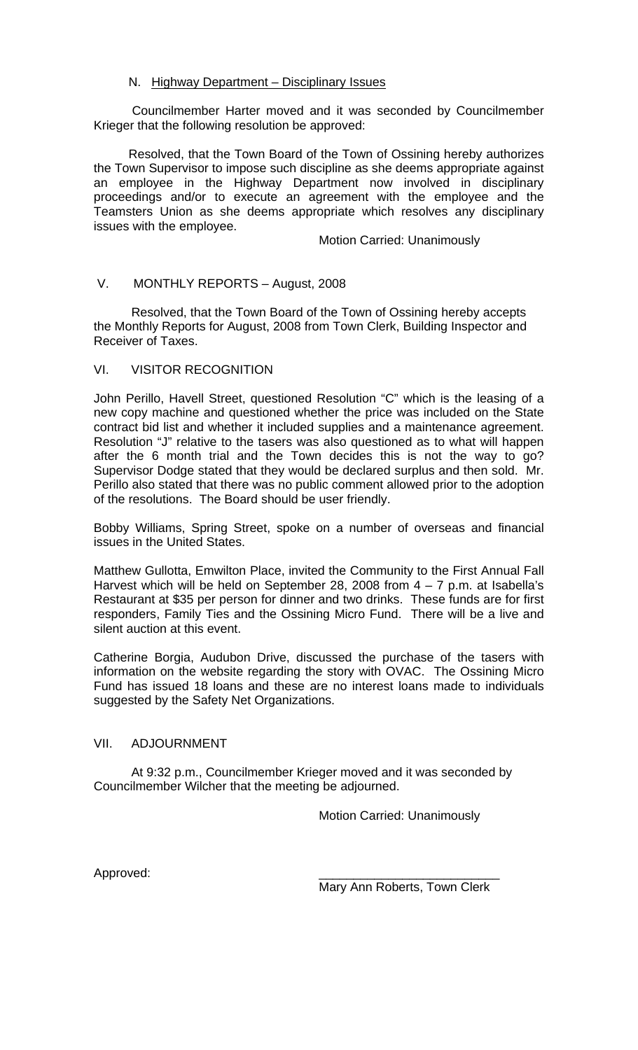N. Highway Department – Disciplinary Issues

Councilmember Harter moved and it was seconded by Councilmember Krieger that the following resolution be approved:

Resolved, that the Town Board of the Town of Ossining hereby authorizes the Town Supervisor to impose such discipline as she deems appropriate against an employee in the Highway Department now involved in disciplinary proceedings and/or to execute an agreement with the employee and the Teamsters Union as she deems appropriate which resolves any disciplinary issues with the employee.

Motion Carried: Unanimously

## V. MONTHLY REPORTS – August, 2008

Resolved, that the Town Board of the Town of Ossining hereby accepts the Monthly Reports for August, 2008 from Town Clerk, Building Inspector and Receiver of Taxes.

## VI. VISITOR RECOGNITION

John Perillo, Havell Street, questioned Resolution "C" which is the leasing of a new copy machine and questioned whether the price was included on the State contract bid list and whether it included supplies and a maintenance agreement. Resolution "J" relative to the tasers was also questioned as to what will happen after the 6 month trial and the Town decides this is not the way to go? Supervisor Dodge stated that they would be declared surplus and then sold. Mr. Perillo also stated that there was no public comment allowed prior to the adoption of the resolutions. The Board should be user friendly.

Bobby Williams, Spring Street, spoke on a number of overseas and financial issues in the United States.

Matthew Gullotta, Emwilton Place, invited the Community to the First Annual Fall Harvest which will be held on September 28, 2008 from 4 – 7 p.m. at Isabella's Restaurant at $35 per person for dinner and two drinks. These funds are for first responders, Family Ties and the Ossining Micro Fund. There will be a live and silent auction at this event.

Catherine Borgia, Audubon Drive, discussed the purchase of the tasers with information on the website regarding the story with OVAC. The Ossining Micro Fund has issued 18 loans and these are no interest loans made to individuals suggested by the Safety Net Organizations.

## VII. ADJOURNMENT

At 9:32 p.m., Councilmember Krieger moved and it was seconded by Councilmember Wilcher that the meeting be adjourned.

Motion Carried: Unanimously

Approved:

\_\_\_\_\_\_\_\_\_\_\_\_\_\_\_\_\_\_\_\_\_\_\_\_\_\_
Mary Ann Roberts, Town Clerk